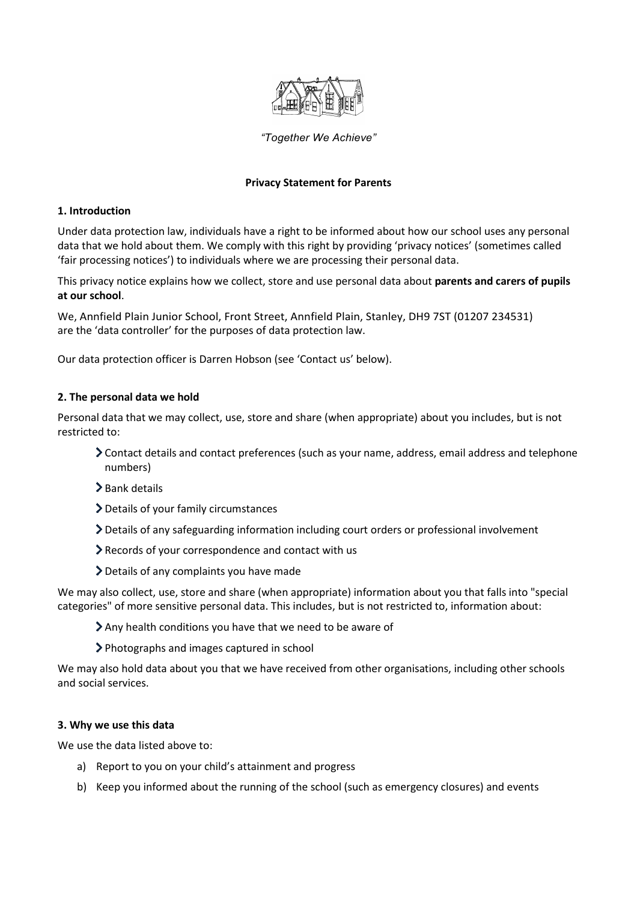*"Together We Achieve"*

**Privacy Statement for Parents**

## 1. Introduction

Under data protection law, individuals have a right to be informed about how our school uses any personal data that we hold about them. We comply with this right by providing 'privacy notices' (sometimes called 'fair processing notices') to individuals where we are processing their personal data.

This privacy notice explains how we collect, store and use personal data about **parents and carers of pupils at our school**.

We, Annfield Plain Junior School, Front Street, Annfield Plain, Stanley, DH9 7ST (01207 234531) are the 'data controller' for the purposes of data protection law.

Our data protection officer is Darren Hobson (see 'Contact us' below).

## 2. The personal data we hold

Personal data that we may collect, use, store and share (when appropriate) about you includes, but is not restricted to:

- Contact details and contact preferences (such as your name, address, email address and telephone numbers)
- Bank details
- Details of your family circumstances
- Details of any safeguarding information including court orders or professional involvement
- Records of your correspondence and contact with us
- Details of any complaints you have made

We may also collect, use, store and share (when appropriate) information about you that falls into "special categories" of more sensitive personal data. This includes, but is not restricted to, information about:

- Any health conditions you have that we need to be aware of
- Photographs and images captured in school

We may also hold data about you that we have received from other organisations, including other schools and social services.

## 3. Why we use this data

We use the data listed above to:

a) Report to you on your child's attainment and progress
b) Keep you informed about the running of the school (such as emergency closures) and events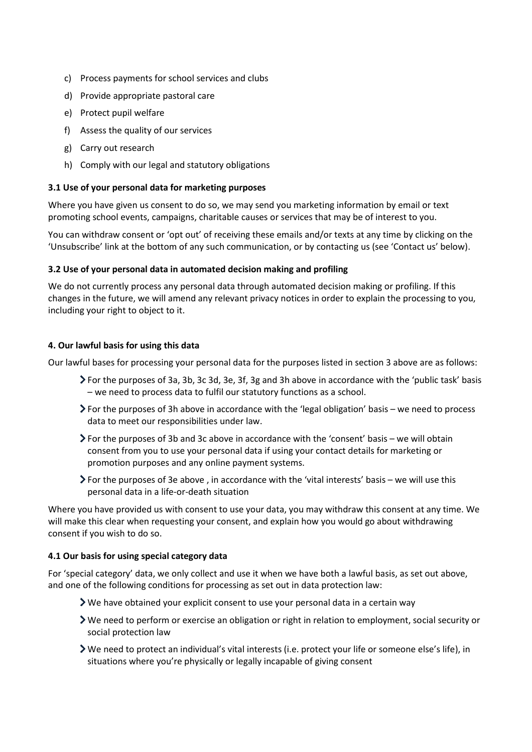c) Process payments for school services and clubs
d) Provide appropriate pastoral care
e) Protect pupil welfare
f) Assess the quality of our services
g) Carry out research
h) Comply with our legal and statutory obligations

### 3.1 Use of your personal data for marketing purposes

Where you have given us consent to do so, we may send you marketing information by email or text promoting school events, campaigns, charitable causes or services that may be of interest to you.

You can withdraw consent or 'opt out' of receiving these emails and/or texts at any time by clicking on the 'Unsubscribe' link at the bottom of any such communication, or by contacting us (see 'Contact us' below).

### 3.2 Use of your personal data in automated decision making and profiling

We do not currently process any personal data through automated decision making or profiling. If this changes in the future, we will amend any relevant privacy notices in order to explain the processing to you, including your right to object to it.

## 4. Our lawful basis for using this data

Our lawful bases for processing your personal data for the purposes listed in section 3 above are as follows:

- For the purposes of 3a, 3b, 3c 3d, 3e, 3f, 3g and 3h above in accordance with the 'public task' basis – we need to process data to fulfil our statutory functions as a school.
- For the purposes of 3h above in accordance with the 'legal obligation' basis – we need to process data to meet our responsibilities under law.
- For the purposes of 3b and 3c above in accordance with the 'consent' basis – we will obtain consent from you to use your personal data if using your contact details for marketing or promotion purposes and any online payment systems.
- For the purposes of 3e above , in accordance with the 'vital interests' basis – we will use this personal data in a life-or-death situation

Where you have provided us with consent to use your data, you may withdraw this consent at any time. We will make this clear when requesting your consent, and explain how you would go about withdrawing consent if you wish to do so.

### 4.1 Our basis for using special category data

For 'special category' data, we only collect and use it when we have both a lawful basis, as set out above, and one of the following conditions for processing as set out in data protection law:

- We have obtained your explicit consent to use your personal data in a certain way
- We need to perform or exercise an obligation or right in relation to employment, social security or social protection law
- We need to protect an individual's vital interests (i.e. protect your life or someone else's life), in situations where you're physically or legally incapable of giving consent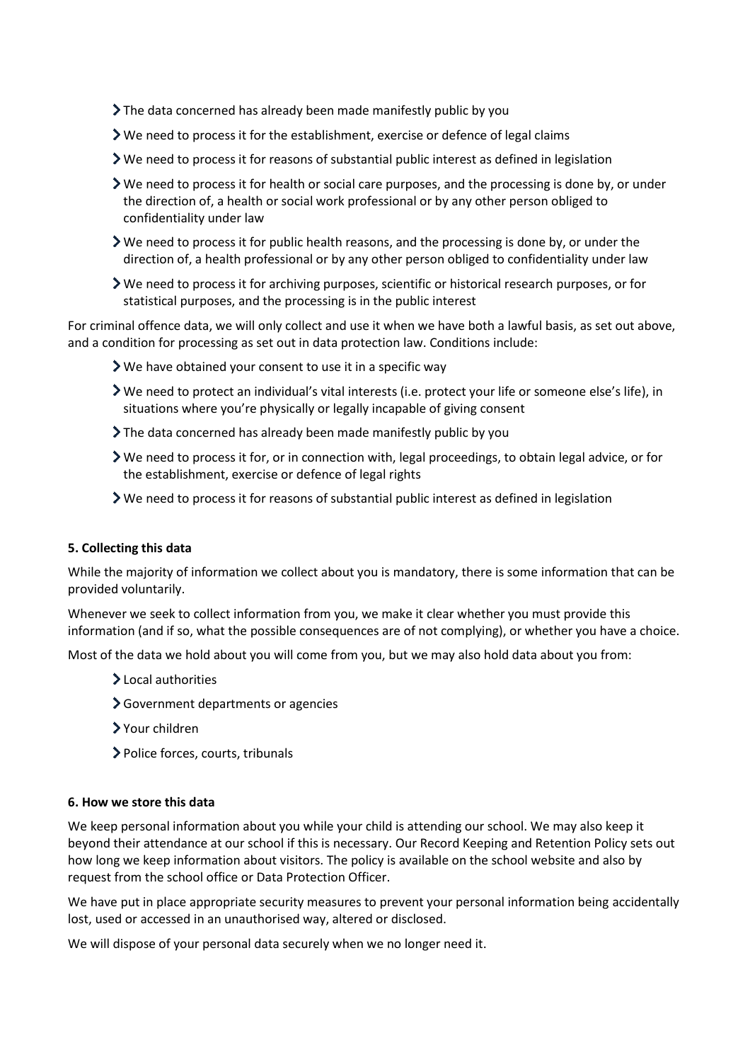- The data concerned has already been made manifestly public by you
- We need to process it for the establishment, exercise or defence of legal claims
- We need to process it for reasons of substantial public interest as defined in legislation
- We need to process it for health or social care purposes, and the processing is done by, or under the direction of, a health or social work professional or by any other person obliged to confidentiality under law
- We need to process it for public health reasons, and the processing is done by, or under the direction of, a health professional or by any other person obliged to confidentiality under law
- We need to process it for archiving purposes, scientific or historical research purposes, or for statistical purposes, and the processing is in the public interest

For criminal offence data, we will only collect and use it when we have both a lawful basis, as set out above, and a condition for processing as set out in data protection law. Conditions include:

- We have obtained your consent to use it in a specific way
- We need to protect an individual's vital interests (i.e. protect your life or someone else's life), in situations where you're physically or legally incapable of giving consent
- The data concerned has already been made manifestly public by you
- We need to process it for, or in connection with, legal proceedings, to obtain legal advice, or for the establishment, exercise or defence of legal rights
- We need to process it for reasons of substantial public interest as defined in legislation

**5. Collecting this data**

While the majority of information we collect about you is mandatory, there is some information that can be provided voluntarily.

Whenever we seek to collect information from you, we make it clear whether you must provide this information (and if so, what the possible consequences are of not complying), or whether you have a choice.

Most of the data we hold about you will come from you, but we may also hold data about you from:

- Local authorities
- Government departments or agencies
- Your children
- Police forces, courts, tribunals

**6. How we store this data**

We keep personal information about you while your child is attending our school. We may also keep it beyond their attendance at our school if this is necessary. Our Record Keeping and Retention Policy sets out how long we keep information about visitors. The policy is available on the school website and also by request from the school office or Data Protection Officer.

We have put in place appropriate security measures to prevent your personal information being accidentally lost, used or accessed in an unauthorised way, altered or disclosed.

We will dispose of your personal data securely when we no longer need it.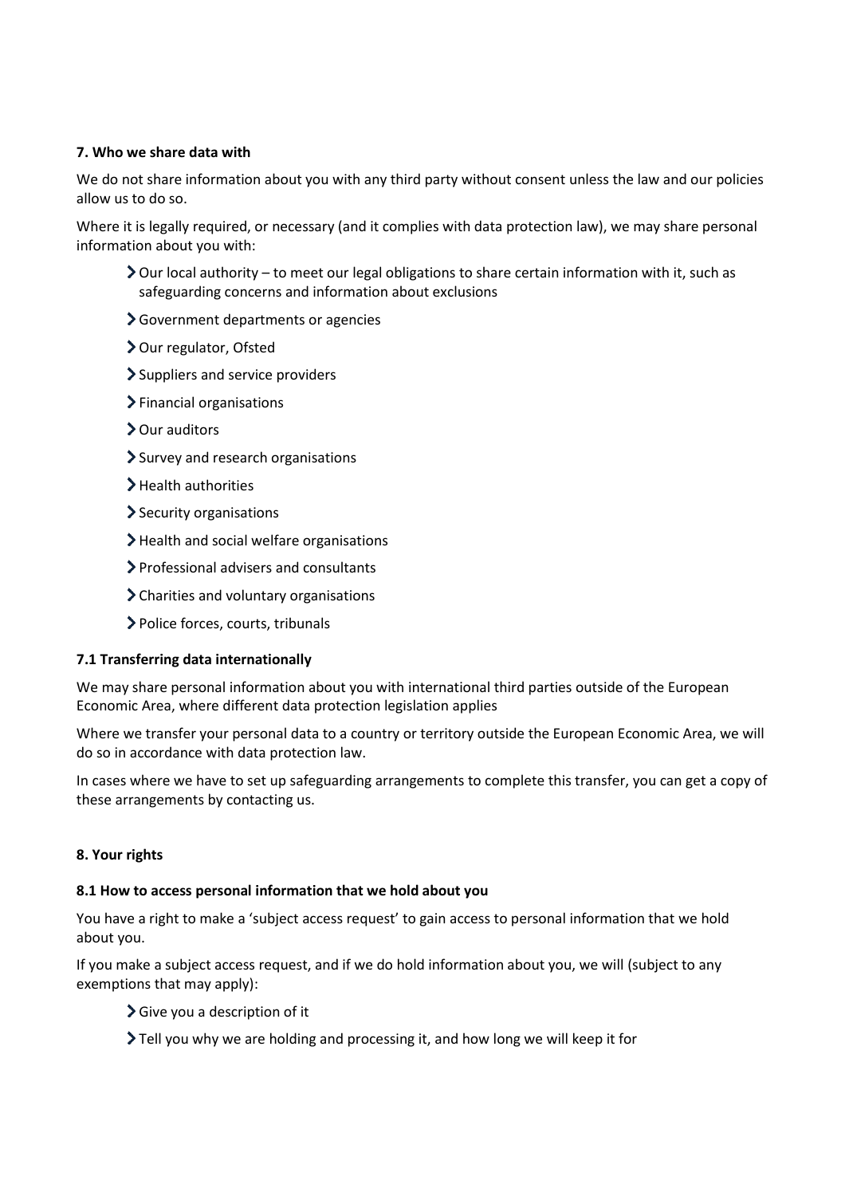### 7. Who we share data with

We do not share information about you with any third party without consent unless the law and our policies allow us to do so.

Where it is legally required, or necessary (and it complies with data protection law), we may share personal information about you with:

- Our local authority – to meet our legal obligations to share certain information with it, such as safeguarding concerns and information about exclusions
- Government departments or agencies
- Our regulator, Ofsted
- Suppliers and service providers
- Financial organisations
- Our auditors
- Survey and research organisations
- Health authorities
- Security organisations
- Health and social welfare organisations
- Professional advisers and consultants
- Charities and voluntary organisations
- Police forces, courts, tribunals

#### 7.1 Transferring data internationally

We may share personal information about you with international third parties outside of the European Economic Area, where different data protection legislation applies

Where we transfer your personal data to a country or territory outside the European Economic Area, we will do so in accordance with data protection law.

In cases where we have to set up safeguarding arrangements to complete this transfer, you can get a copy of these arrangements by contacting us.

### 8. Your rights

#### 8.1 How to access personal information that we hold about you

You have a right to make a 'subject access request' to gain access to personal information that we hold about you.

If you make a subject access request, and if we do hold information about you, we will (subject to any exemptions that may apply):

- Give you a description of it
- Tell you why we are holding and processing it, and how long we will keep it for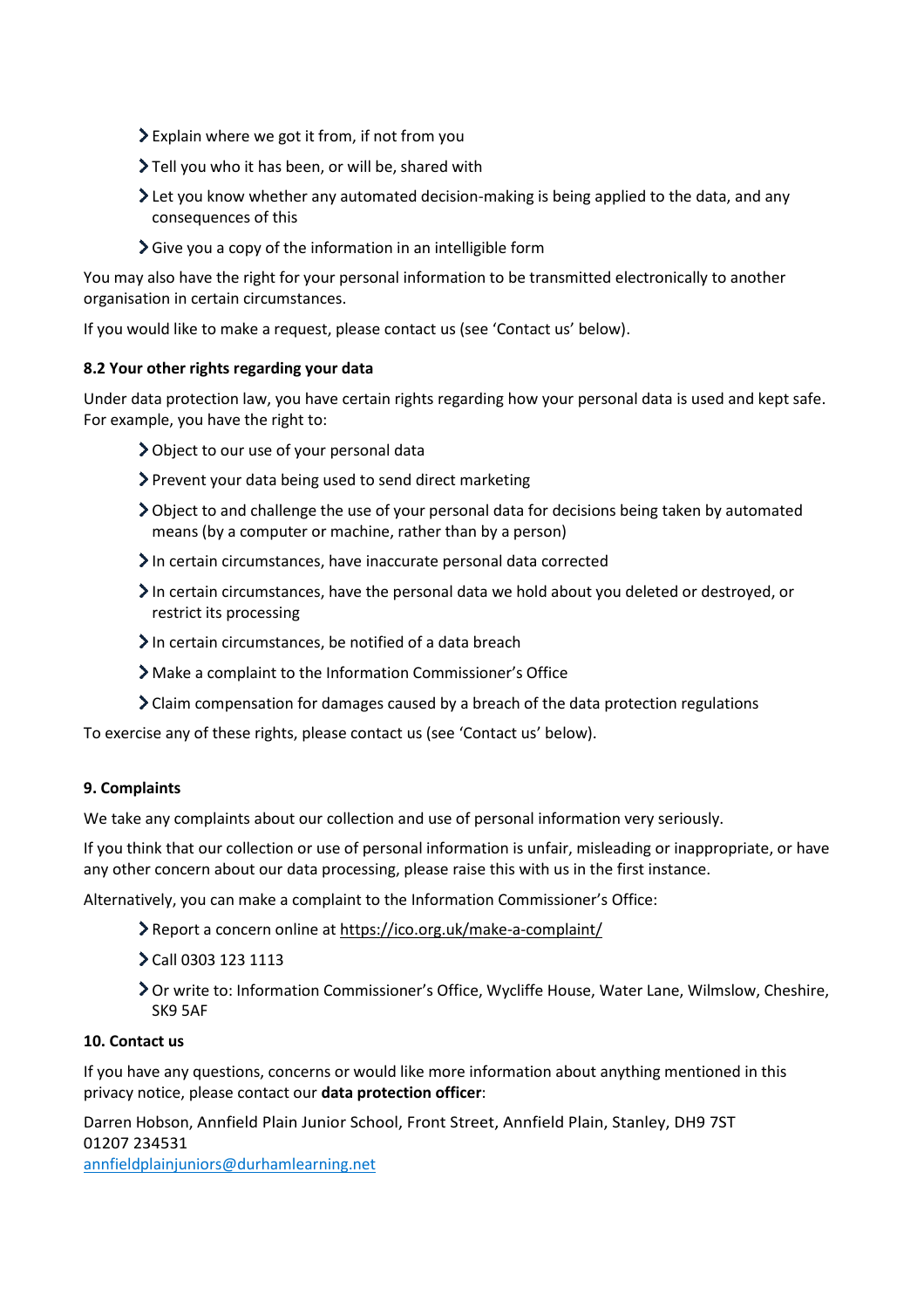- Explain where we got it from, if not from you
- Tell you who it has been, or will be, shared with
- Let you know whether any automated decision-making is being applied to the data, and any consequences of this
- Give you a copy of the information in an intelligible form

You may also have the right for your personal information to be transmitted electronically to another organisation in certain circumstances.

If you would like to make a request, please contact us (see 'Contact us' below).

### 8.2 Your other rights regarding your data

Under data protection law, you have certain rights regarding how your personal data is used and kept safe. For example, you have the right to:

- Object to our use of your personal data
- Prevent your data being used to send direct marketing
- Object to and challenge the use of your personal data for decisions being taken by automated means (by a computer or machine, rather than by a person)
- In certain circumstances, have inaccurate personal data corrected
- In certain circumstances, have the personal data we hold about you deleted or destroyed, or restrict its processing
- In certain circumstances, be notified of a data breach
- Make a complaint to the Information Commissioner's Office
- Claim compensation for damages caused by a breach of the data protection regulations

To exercise any of these rights, please contact us (see 'Contact us' below).

## 9. Complaints

We take any complaints about our collection and use of personal information very seriously.

If you think that our collection or use of personal information is unfair, misleading or inappropriate, or have any other concern about our data processing, please raise this with us in the first instance.

Alternatively, you can make a complaint to the Information Commissioner's Office:

- Report a concern online at https://ico.org.uk/make-a-complaint/
- Call 0303 123 1113
- Or write to: Information Commissioner's Office, Wycliffe House, Water Lane, Wilmslow, Cheshire, SK9 5AF

## 10. Contact us

If you have any questions, concerns or would like more information about anything mentioned in this privacy notice, please contact our **data protection officer**:

Darren Hobson, Annfield Plain Junior School, Front Street, Annfield Plain, Stanley, DH9 7ST
01207 234531
annfieldplainjuniors@durhamlearning.net